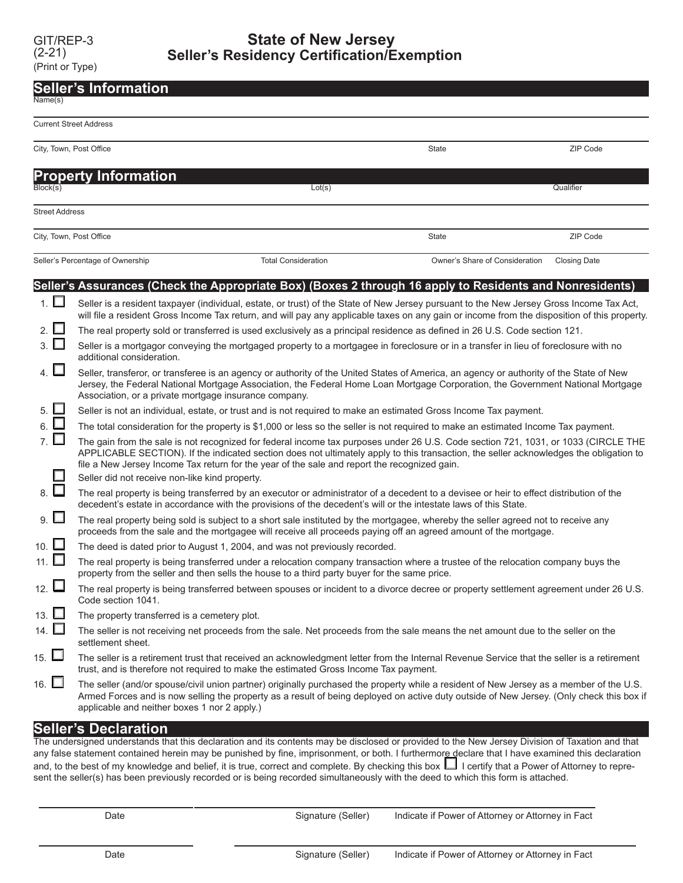GIT/REP-3
(2-21)
(Print or Type)

# State of New Jersey
# Seller's Residency Certification/Exemption

## Seller's Information

Name(s)

Current Street Address

City, Town, Post Office | State | ZIP Code

## Property Information

Block(s) | Lot(s) | Qualifier

Street Address

City, Town, Post Office | State | ZIP Code

Seller's Percentage of Ownership | Total Consideration | Owner's Share of Consideration | Closing Date

## Seller's Assurances (Check the Appropriate Box) (Boxes 2 through 16 apply to Residents and Nonresidents)

1. ☐ Seller is a resident taxpayer (individual, estate, or trust) of the State of New Jersey pursuant to the New Jersey Gross Income Tax Act, will file a resident Gross Income Tax return, and will pay any applicable taxes on any gain or income from the disposition of this property.
2. ☐ The real property sold or transferred is used exclusively as a principal residence as defined in 26 U.S. Code section 121.
3. ☐ Seller is a mortgagor conveying the mortgaged property to a mortgagee in foreclosure or in a transfer in lieu of foreclosure with no additional consideration.
4. ☐ Seller, transferor, or transferee is an agency or authority of the United States of America, an agency or authority of the State of New Jersey, the Federal National Mortgage Association, the Federal Home Loan Mortgage Corporation, the Government National Mortgage Association, or a private mortgage insurance company.
5. ☐ Seller is not an individual, estate, or trust and is not required to make an estimated Gross Income Tax payment.
6. ☐ The total consideration for the property is $1,000 or less so the seller is not required to make an estimated Income Tax payment.
7. ☐ The gain from the sale is not recognized for federal income tax purposes under 26 U.S. Code section 721, 1031, or 1033 (CIRCLE THE APPLICABLE SECTION). If the indicated section does not ultimately apply to this transaction, the seller acknowledges the obligation to file a New Jersey Income Tax return for the year of the sale and report the recognized gain.
   ☐ Seller did not receive non-like kind property.
8. ☐ The real property is being transferred by an executor or administrator of a decedent to a devisee or heir to effect distribution of the decedent's estate in accordance with the provisions of the decedent's will or the intestate laws of this State.
9. ☐ The real property being sold is subject to a short sale instituted by the mortgagee, whereby the seller agreed not to receive any proceeds from the sale and the mortgagee will receive all proceeds paying off an agreed amount of the mortgage.
10. ☐ The deed is dated prior to August 1, 2004, and was not previously recorded.
11. ☐ The real property is being transferred under a relocation company transaction where a trustee of the relocation company buys the property from the seller and then sells the house to a third party buyer for the same price.
12. ☐ The real property is being transferred between spouses or incident to a divorce decree or property settlement agreement under 26 U.S. Code section 1041.
13. ☐ The property transferred is a cemetery plot.
14. ☐ The seller is not receiving net proceeds from the sale. Net proceeds from the sale means the net amount due to the seller on the settlement sheet.
15. ☐ The seller is a retirement trust that received an acknowledgment letter from the Internal Revenue Service that the seller is a retirement trust, and is therefore not required to make the estimated Gross Income Tax payment.
16. ☐ The seller (and/or spouse/civil union partner) originally purchased the property while a resident of New Jersey as a member of the U.S. Armed Forces and is now selling the property as a result of being deployed on active duty outside of New Jersey. (Only check this box if applicable and neither boxes 1 nor 2 apply.)

## Seller's Declaration

The undersigned understands that this declaration and its contents may be disclosed or provided to the New Jersey Division of Taxation and that any false statement contained herein may be punished by fine, imprisonment, or both. I furthermore declare that I have examined this declaration and, to the best of my knowledge and belief, it is true, correct and complete. By checking this box ☐ I certify that a Power of Attorney to represent the seller(s) has been previously recorded or is being recorded simultaneously with the deed to which this form is attached.

Date | Signature (Seller) | Indicate if Power of Attorney or Attorney in Fact

Date | Signature (Seller) | Indicate if Power of Attorney or Attorney in Fact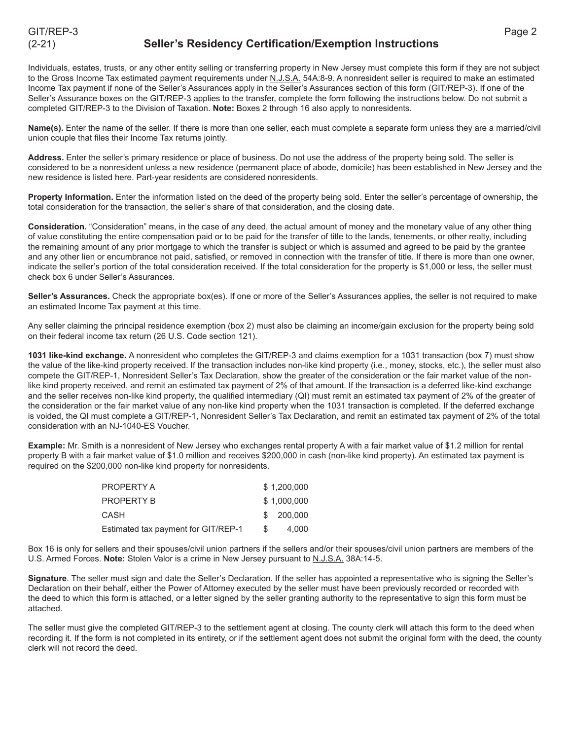## Seller's Residency Certification/Exemption Instructions

Individuals, estates, trusts, or any other entity selling or transferring property in New Jersey must complete this form if they are not subject to the Gross Income Tax estimated payment requirements under N.J.S.A. 54A:8-9. A nonresident seller is required to make an estimated Income Tax payment if none of the Seller's Assurances apply in the Seller's Assurances section of this form (GIT/REP-3). If one of the Seller's Assurance boxes on the GIT/REP-3 applies to the transfer, complete the form following the instructions below. Do not submit a completed GIT/REP-3 to the Division of Taxation. **Note:** Boxes 2 through 16 also apply to nonresidents.

**Name(s).** Enter the name of the seller. If there is more than one seller, each must complete a separate form unless they are a married/civil union couple that files their Income Tax returns jointly.

**Address.** Enter the seller's primary residence or place of business. Do not use the address of the property being sold. The seller is considered to be a nonresident unless a new residence (permanent place of abode, domicile) has been established in New Jersey and the new residence is listed here. Part-year residents are considered nonresidents.

**Property Information.** Enter the information listed on the deed of the property being sold. Enter the seller's percentage of ownership, the total consideration for the transaction, the seller's share of that consideration, and the closing date.

**Consideration.** "Consideration" means, in the case of any deed, the actual amount of money and the monetary value of any other thing of value constituting the entire compensation paid or to be paid for the transfer of title to the lands, tenements, or other realty, including the remaining amount of any prior mortgage to which the transfer is subject or which is assumed and agreed to be paid by the grantee and any other lien or encumbrance not paid, satisfied, or removed in connection with the transfer of title. If there is more than one owner, indicate the seller's portion of the total consideration received. If the total consideration for the property is $1,000 or less, the seller must check box 6 under Seller's Assurances.

**Seller's Assurances.** Check the appropriate box(es). If one or more of the Seller's Assurances applies, the seller is not required to make an estimated Income Tax payment at this time.

Any seller claiming the principal residence exemption (box 2) must also be claiming an income/gain exclusion for the property being sold on their federal income tax return (26 U.S. Code section 121).

**1031 like-kind exchange.** A nonresident who completes the GIT/REP-3 and claims exemption for a 1031 transaction (box 7) must show the value of the like-kind property received. If the transaction includes non-like kind property (i.e., money, stocks, etc.), the seller must also compete the GIT/REP-1, Nonresident Seller's Tax Declaration, show the greater of the consideration or the fair market value of the non-like kind property received, and remit an estimated tax payment of 2% of that amount. If the transaction is a deferred like-kind exchange and the seller receives non-like kind property, the qualified intermediary (QI) must remit an estimated tax payment of 2% of the greater of the consideration or the fair market value of any non-like kind property when the 1031 transaction is completed. If the deferred exchange is voided, the QI must complete a GIT/REP-1, Nonresident Seller's Tax Declaration, and remit an estimated tax payment of 2% of the total consideration with an NJ-1040-ES Voucher.

**Example:** Mr. Smith is a nonresident of New Jersey who exchanges rental property A with a fair market value of $1.2 million for rental property B with a fair market value of $1.0 million and receives $200,000 in cash (non-like kind property). An estimated tax payment is required on the $200,000 non-like kind property for nonresidents.

| | |
|---|---|
| PROPERTY A | $ 1,200,000 |
| PROPERTY B | $ 1,000,000 |
| CASH | $ 200,000 |
| Estimated tax payment for GIT/REP-1 | $ 4,000 |

Box 16 is only for sellers and their spouses/civil union partners if the sellers and/or their spouses/civil union partners are members of the U.S. Armed Forces. **Note:** Stolen Valor is a crime in New Jersey pursuant to N.J.S.A. 38A:14-5.

**Signature**. The seller must sign and date the Seller's Declaration. If the seller has appointed a representative who is signing the Seller's Declaration on their behalf, either the Power of Attorney executed by the seller must have been previously recorded or recorded with the deed to which this form is attached, or a letter signed by the seller granting authority to the representative to sign this form must be attached.

The seller must give the completed GIT/REP-3 to the settlement agent at closing. The county clerk will attach this form to the deed when recording it. If the form is not completed in its entirety, or if the settlement agent does not submit the original form with the deed, the county clerk will not record the deed.